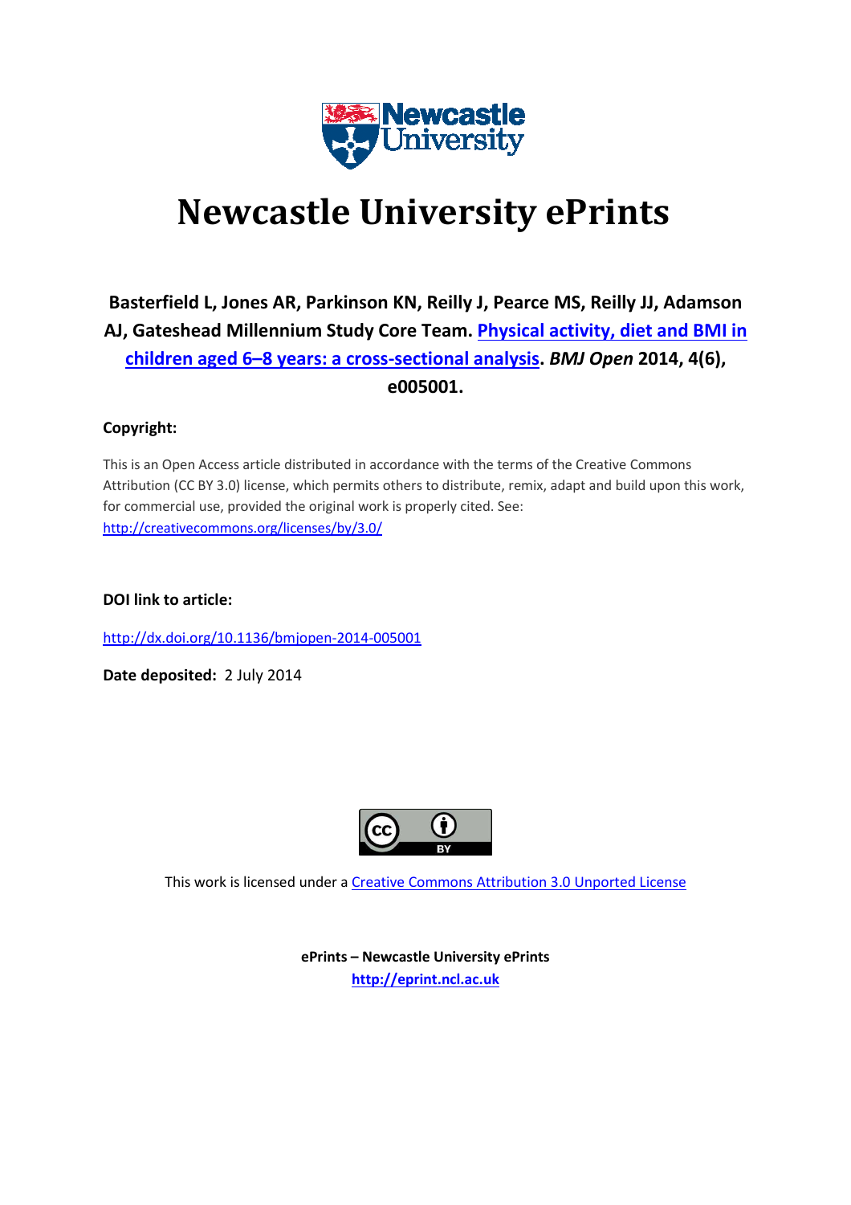# Newcastle University ePrints

**Basterfield L, Jones AR, Parkinson KN, Reilly J, Pearce MS, Reilly JJ, Adamson AJ, Gateshead Millennium Study Core Team. Physical activity, diet and BMI in children aged 6–8 years: a cross-sectional analysis. *BMJ Open* 2014, 4(6), e005001.**

**Copyright:**

This is an Open Access article distributed in accordance with the terms of the Creative Commons Attribution (CC BY 3.0) license, which permits others to distribute, remix, adapt and build upon this work, for commercial use, provided the original work is properly cited. See: http://creativecommons.org/licenses/by/3.0/

**DOI link to article:**

http://dx.doi.org/10.1136/bmjopen-2014-005001

**Date deposited:** 2 July 2014

This work is licensed under a Creative Commons Attribution 3.0 Unported License

**ePrints – Newcastle University ePrints**
**http://eprint.ncl.ac.uk**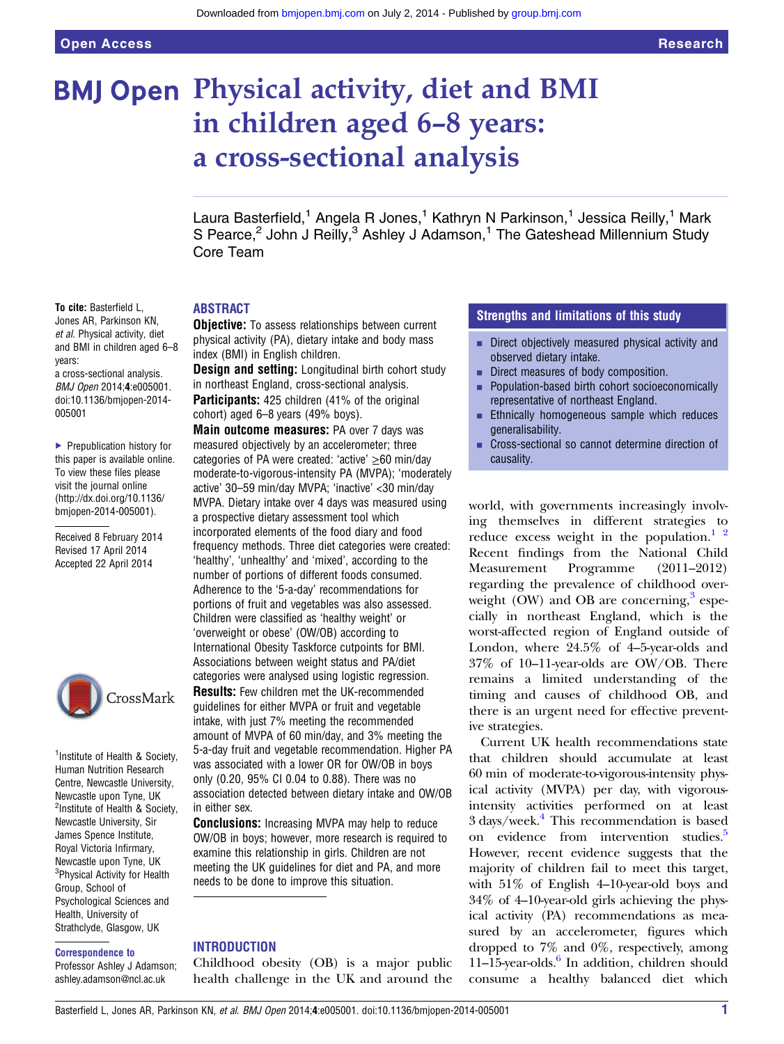# Physical activity, diet and BMI in children aged 6–8 years: a cross-sectional analysis

Laura Basterfield,[1] Angela R Jones,[1] Kathryn N Parkinson,[1] Jessica Reilly,[1] Mark S Pearce,[2] John J Reilly,[3] Ashley J Adamson,[1] The Gateshead Millennium Study Core Team

**To cite:** Basterfield L, Jones AR, Parkinson KN, *et al*. Physical activity, diet and BMI in children aged 6–8 years: a cross-sectional analysis. *BMJ Open* 2014;**4**:e005001. doi:10.1136/bmjopen-2014-005001

▶ Prepublication history for this paper is available online. To view these files please visit the journal online (http://dx.doi.org/10.1136/bmjopen-2014-005001).

Received 8 February 2014
Revised 17 April 2014
Accepted 22 April 2014

[1]Institute of Health & Society, Human Nutrition Research Centre, Newcastle University, Newcastle upon Tyne, UK
[2]Institute of Health & Society, Newcastle University, Sir James Spence Institute, Royal Victoria Infirmary, Newcastle upon Tyne, UK
[3]Physical Activity for Health Group, School of Psychological Sciences and Health, University of Strathclyde, Glasgow, UK

**Correspondence to**
Professor Ashley J Adamson; ashley.adamson@ncl.ac.uk

## ABSTRACT

**Objective:** To assess relationships between current physical activity (PA), dietary intake and body mass index (BMI) in English children.

**Design and setting:** Longitudinal birth cohort study in northeast England, cross-sectional analysis.

**Participants:** 425 children (41% of the original cohort) aged 6–8 years (49% boys).

**Main outcome measures:** PA over 7 days was measured objectively by an accelerometer; three categories of PA were created: 'active' ≥60 min/day moderate-to-vigorous-intensity PA (MVPA); 'moderately active' 30–59 min/day MVPA; 'inactive' <30 min/day MVPA. Dietary intake over 4 days was measured using a prospective dietary assessment tool which incorporated elements of the food diary and food frequency methods. Three diet categories were created: 'healthy', 'unhealthy' and 'mixed', according to the number of portions of different foods consumed. Adherence to the '5-a-day' recommendations for portions of fruit and vegetables was also assessed. Children were classified as 'healthy weight' or 'overweight or obese' (OW/OB) according to International Obesity Taskforce cutpoints for BMI. Associations between weight status and PA/diet categories were analysed using logistic regression.

**Results:** Few children met the UK-recommended guidelines for either MVPA or fruit and vegetable intake, with just 7% meeting the recommended amount of MVPA of 60 min/day, and 3% meeting the 5-a-day fruit and vegetable recommendation. Higher PA was associated with a lower OR for OW/OB in boys only (0.20, 95% CI 0.04 to 0.88). There was no association detected between dietary intake and OW/OB in either sex.

**Conclusions:** Increasing MVPA may help to reduce OW/OB in boys; however, more research is required to examine this relationship in girls. Children are not meeting the UK guidelines for diet and PA, and more needs to be done to improve this situation.

## Strengths and limitations of this study

- Direct objectively measured physical activity and observed dietary intake.
- Direct measures of body composition.
- Population-based birth cohort socioeconomically representative of northeast England.
- Ethnically homogeneous sample which reduces generalisability.
- Cross-sectional so cannot determine direction of causality.

## INTRODUCTION

Childhood obesity (OB) is a major public health challenge in the UK and around the world, with governments increasingly involving themselves in different strategies to reduce excess weight in the population.[1,2] Recent findings from the National Child Measurement Programme (2011–2012) regarding the prevalence of childhood overweight (OW) and OB are concerning,[3] especially in northeast England, which is the worst-affected region of England outside of London, where 24.5% of 4–5-year-olds and 37% of 10–11-year-olds are OW/OB. There remains a limited understanding of the timing and causes of childhood OB, and there is an urgent need for effective preventive strategies.

Current UK health recommendations state that children should accumulate at least 60 min of moderate-to-vigorous-intensity physical activity (MVPA) per day, with vigorous-intensity activities performed on at least 3 days/week.[4] This recommendation is based on evidence from intervention studies.[5] However, recent evidence suggests that the majority of children fail to meet this target, with 51% of English 4–10-year-old boys and 34% of 4–10-year-old girls achieving the physical activity (PA) recommendations as measured by an accelerometer, figures which dropped to 7% and 0%, respectively, among 11–15-year-olds.[6] In addition, children should consume a healthy balanced diet which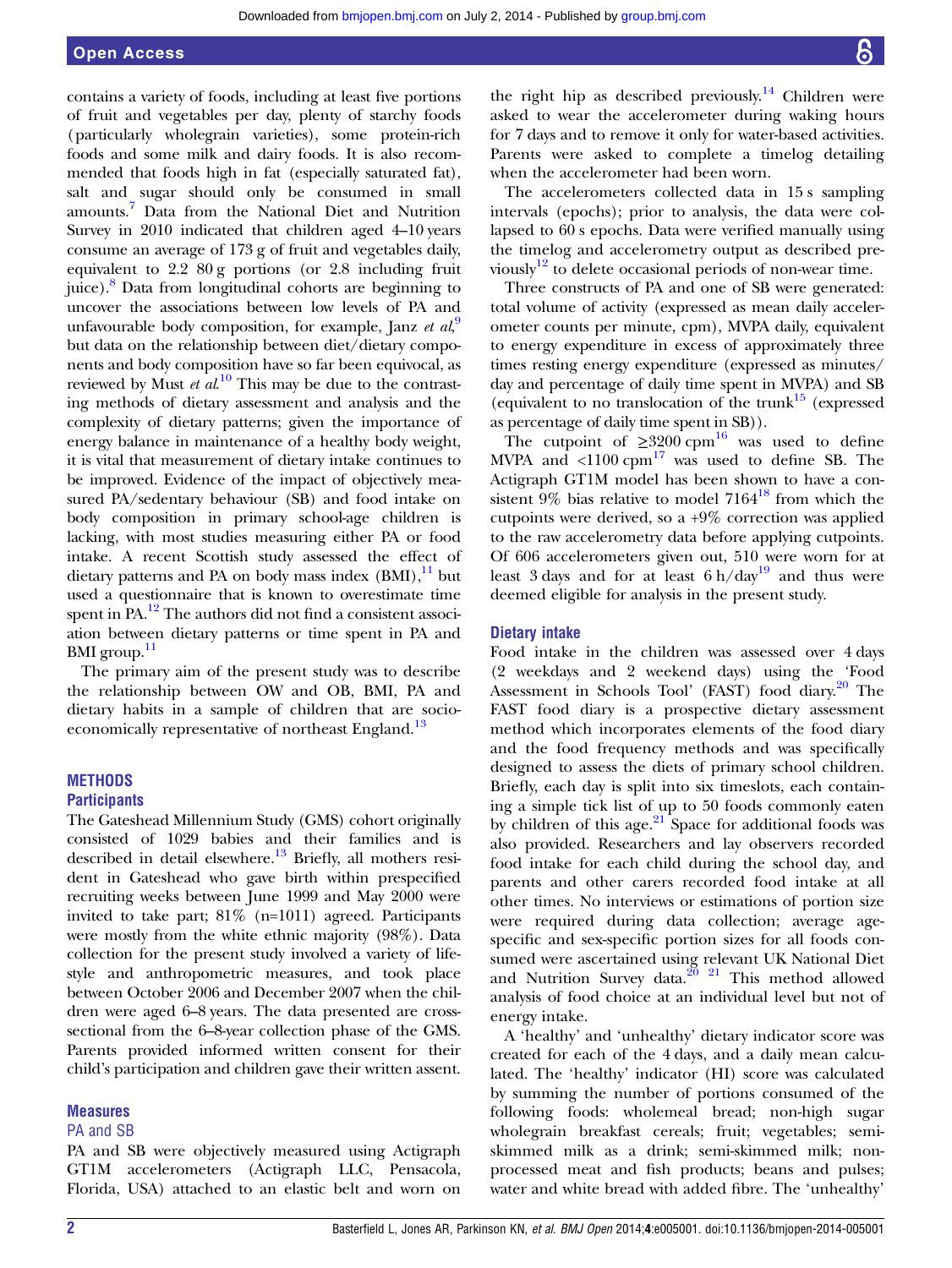contains a variety of foods, including at least five portions of fruit and vegetables per day, plenty of starchy foods (particularly wholegrain varieties), some protein-rich foods and some milk and dairy foods. It is also recommended that foods high in fat (especially saturated fat), salt and sugar should only be consumed in small amounts.[7] Data from the National Diet and Nutrition Survey in 2010 indicated that children aged 4–10 years consume an average of 173 g of fruit and vegetables daily, equivalent to 2.2 80 g portions (or 2.8 including fruit juice).[8] Data from longitudinal cohorts are beginning to uncover the associations between low levels of PA and unfavourable body composition, for example, Janz *et al*,[9] but data on the relationship between diet/dietary components and body composition have so far been equivocal, as reviewed by Must *et al*.[10] This may be due to the contrasting methods of dietary assessment and analysis and the complexity of dietary patterns; given the importance of energy balance in maintenance of a healthy body weight, it is vital that measurement of dietary intake continues to be improved. Evidence of the impact of objectively measured PA/sedentary behaviour (SB) and food intake on body composition in primary school-age children is lacking, with most studies measuring either PA or food intake. A recent Scottish study assessed the effect of dietary patterns and PA on body mass index (BMI),[11] but used a questionnaire that is known to overestimate time spent in PA.[12] The authors did not find a consistent association between dietary patterns or time spent in PA and BMI group.[11]

The primary aim of the present study was to describe the relationship between OW and OB, BMI, PA and dietary habits in a sample of children that are socioeconomically representative of northeast England.[13]

## METHODS

### Participants

The Gateshead Millennium Study (GMS) cohort originally consisted of 1029 babies and their families and is described in detail elsewhere.[13] Briefly, all mothers resident in Gateshead who gave birth within prespecified recruiting weeks between June 1999 and May 2000 were invited to take part; 81% (n=1011) agreed. Participants were mostly from the white ethnic majority (98%). Data collection for the present study involved a variety of lifestyle and anthropometric measures, and took place between October 2006 and December 2007 when the children were aged 6–8 years. The data presented are cross-sectional from the 6–8-year collection phase of the GMS. Parents provided informed written consent for their child's participation and children gave their written assent.

### Measures

#### PA and SB

PA and SB were objectively measured using Actigraph GT1M accelerometers (Actigraph LLC, Pensacola, Florida, USA) attached to an elastic belt and worn on the right hip as described previously.[14] Children were asked to wear the accelerometer during waking hours for 7 days and to remove it only for water-based activities. Parents were asked to complete a timelog detailing when the accelerometer had been worn.

The accelerometers collected data in 15 s sampling intervals (epochs); prior to analysis, the data were collapsed to 60 s epochs. Data were verified manually using the timelog and accelerometry output as described previously[12] to delete occasional periods of non-wear time.

Three constructs of PA and one of SB were generated: total volume of activity (expressed as mean daily accelerometer counts per minute, cpm), MVPA daily, equivalent to energy expenditure in excess of approximately three times resting energy expenditure (expressed as minutes/day and percentage of daily time spent in MVPA) and SB (equivalent to no translocation of the trunk[15] (expressed as percentage of daily time spent in SB)).

The cutpoint of ≥3200 cpm[16] was used to define MVPA and <1100 cpm[17] was used to define SB. The Actigraph GT1M model has been shown to have a consistent 9% bias relative to model 7164[18] from which the cutpoints were derived, so a +9% correction was applied to the raw accelerometry data before applying cutpoints. Of 606 accelerometers given out, 510 were worn for at least 3 days and for at least 6 h/day[19] and thus were deemed eligible for analysis in the present study.

### Dietary intake

Food intake in the children was assessed over 4 days (2 weekdays and 2 weekend days) using the 'Food Assessment in Schools Tool' (FAST) food diary.[20] The FAST food diary is a prospective dietary assessment method which incorporates elements of the food diary and the food frequency methods and was specifically designed to assess the diets of primary school children. Briefly, each day is split into six timeslots, each containing a simple tick list of up to 50 foods commonly eaten by children of this age.[21] Space for additional foods was also provided. Researchers and lay observers recorded food intake for each child during the school day, and parents and other carers recorded food intake at all other times. No interviews or estimations of portion size were required during data collection; average age-specific and sex-specific portion sizes for all foods consumed were ascertained using relevant UK National Diet and Nutrition Survey data.[20,21] This method allowed analysis of food choice at an individual level but not of energy intake.

A 'healthy' and 'unhealthy' dietary indicator score was created for each of the 4 days, and a daily mean calculated. The 'healthy' indicator (HI) score was calculated by summing the number of portions consumed of the following foods: wholemeal bread; non-high sugar wholegrain breakfast cereals; fruit; vegetables; semi-skimmed milk as a drink; semi-skimmed milk; non-processed meat and fish products; beans and pulses; water and white bread with added fibre. The 'unhealthy'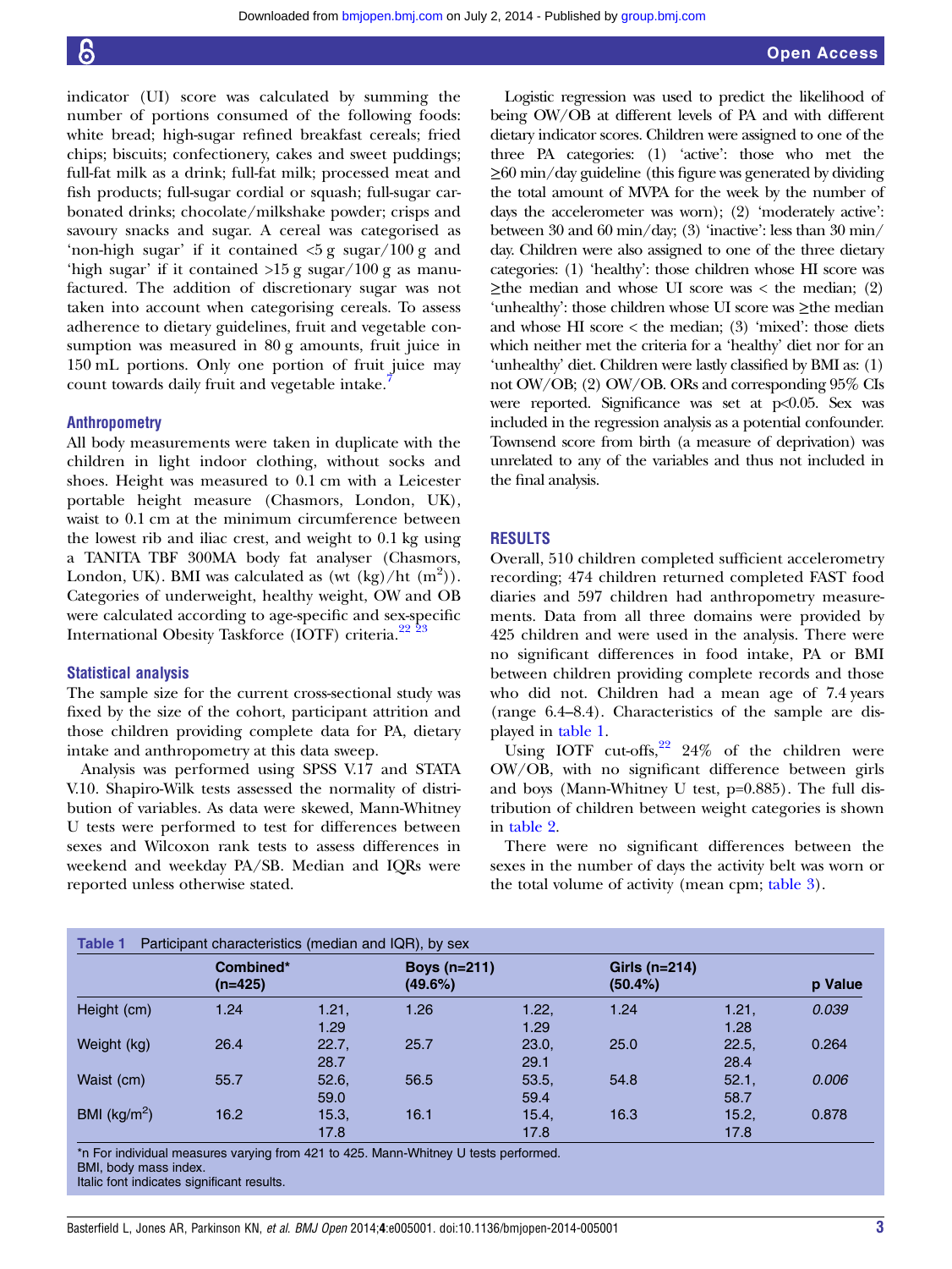indicator (UI) score was calculated by summing the number of portions consumed of the following foods: white bread; high-sugar refined breakfast cereals; fried chips; biscuits; confectionery, cakes and sweet puddings; full-fat milk as a drink; full-fat milk; processed meat and fish products; full-sugar cordial or squash; full-sugar carbonated drinks; chocolate/milkshake powder; crisps and savoury snacks and sugar. A cereal was categorised as 'non-high sugar' if it contained <5 g sugar/100 g and 'high sugar' if it contained >15 g sugar/100 g as manufactured. The addition of discretionary sugar was not taken into account when categorising cereals. To assess adherence to dietary guidelines, fruit and vegetable consumption was measured in 80 g amounts, fruit juice in 150 mL portions. Only one portion of fruit juice may count towards daily fruit and vegetable intake.[7]

### Anthropometry

All body measurements were taken in duplicate with the children in light indoor clothing, without socks and shoes. Height was measured to 0.1 cm with a Leicester portable height measure (Chasmors, London, UK), waist to 0.1 cm at the minimum circumference between the lowest rib and iliac crest, and weight to 0.1 kg using a TANITA TBF 300MA body fat analyser (Chasmors, London, UK). BMI was calculated as (wt (kg)/ht ($m^2$)). Categories of underweight, healthy weight, OW and OB were calculated according to age-specific and sex-specific International Obesity Taskforce (IOTF) criteria.[22 23]

### Statistical analysis

The sample size for the current cross-sectional study was fixed by the size of the cohort, participant attrition and those children providing complete data for PA, dietary intake and anthropometry at this data sweep.

Analysis was performed using SPSS V.17 and STATA V.10. Shapiro-Wilk tests assessed the normality of distribution of variables. As data were skewed, Mann-Whitney U tests were performed to test for differences between sexes and Wilcoxon rank tests to assess differences in weekend and weekday PA/SB. Median and IQRs were reported unless otherwise stated.

Logistic regression was used to predict the likelihood of being OW/OB at different levels of PA and with different dietary indicator scores. Children were assigned to one of the three PA categories: (1) 'active': those who met the ≥60 min/day guideline (this figure was generated by dividing the total amount of MVPA for the week by the number of days the accelerometer was worn); (2) 'moderately active': between 30 and 60 min/day; (3) 'inactive': less than 30 min/day. Children were also assigned to one of the three dietary categories: (1) 'healthy': those children whose HI score was ≥the median and whose UI score was < the median; (2) 'unhealthy': those children whose UI score was ≥the median and whose HI score < the median; (3) 'mixed': those diets which neither met the criteria for a 'healthy' diet nor for an 'unhealthy' diet. Children were lastly classified by BMI as: (1) not OW/OB; (2) OW/OB. ORs and corresponding 95% CIs were reported. Significance was set at $p<0.05$. Sex was included in the regression analysis as a potential confounder. Townsend score from birth (a measure of deprivation) was unrelated to any of the variables and thus not included in the final analysis.

## RESULTS

Overall, 510 children completed sufficient accelerometry recording; 474 children returned completed FAST food diaries and 597 children had anthropometry measurements. Data from all three domains were provided by 425 children and were used in the analysis. There were no significant differences in food intake, PA or BMI between children providing complete records and those who did not. Children had a mean age of 7.4 years (range 6.4–8.4). Characteristics of the sample are displayed in table 1.

Using IOTF cut-offs,[22] 24% of the children were OW/OB, with no significant difference between girls and boys (Mann-Whitney U test, p=0.885). The full distribution of children between weight categories is shown in table 2.

There were no significant differences between the sexes in the number of days the activity belt was worn or the total volume of activity (mean cpm; table 3).

**Table 1** Participant characteristics (median and IQR), by sex

| | Combined* (n=425) | | Boys (n=211) (49.6%) | | Girls (n=214) (50.4%) | | p Value |
|---|---|---|---|---|---|---|---|
| Height (cm) | 1.24 | 1.21, 1.29 | 1.26 | 1.22, 1.29 | 1.24 | 1.21, 1.28 | *0.039* |
| Weight (kg) | 26.4 | 22.7, 28.7 | 25.7 | 23.0, 29.1 | 25.0 | 22.5, 28.4 | 0.264 |
| Waist (cm) | 55.7 | 52.6, 59.0 | 56.5 | 53.5, 59.4 | 54.8 | 52.1, 58.7 | *0.006* |
| BMI (kg/$m^2$) | 16.2 | 15.3, 17.8 | 16.1 | 15.4, 17.8 | 16.3 | 15.2, 17.8 | 0.878 |

*n For individual measures varying from 421 to 425. Mann-Whitney U tests performed.
BMI, body mass index.
Italic font indicates significant results.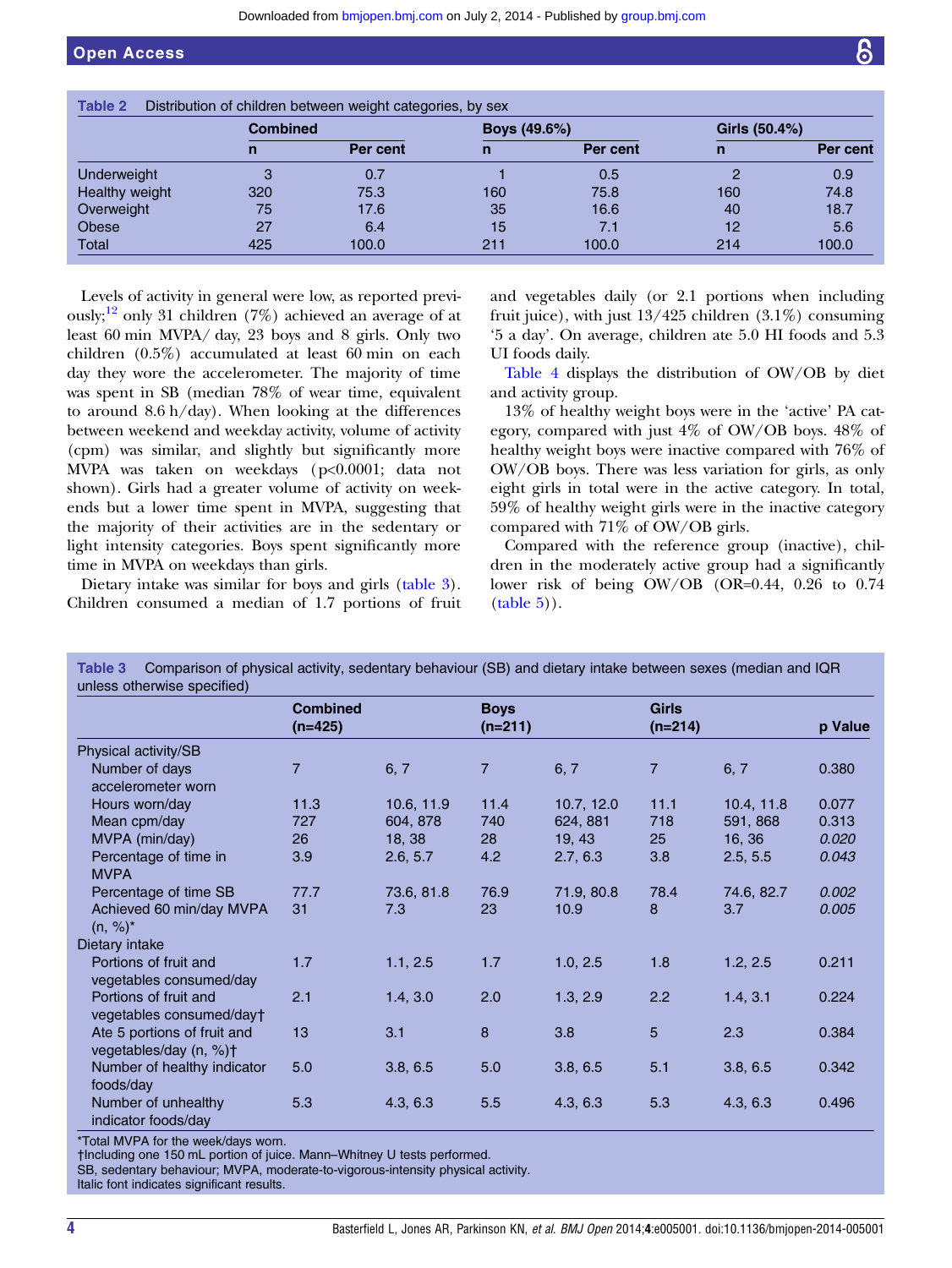**Table 2** Distribution of children between weight categories, by sex

| | Combined | | Boys (49.6%) | | Girls (50.4%) | |
|---|---|---|---|---|---|---|
| | n | Per cent | n | Per cent | n | Per cent |
| Underweight | 3 | 0.7 | 1 | 0.5 | 2 | 0.9 |
| Healthy weight | 320 | 75.3 | 160 | 75.8 | 160 | 74.8 |
| Overweight | 75 | 17.6 | 35 | 16.6 | 40 | 18.7 |
| Obese | 27 | 6.4 | 15 | 7.1 | 12 | 5.6 |
| Total | 425 | 100.0 | 211 | 100.0 | 214 | 100.0 |

Levels of activity in general were low, as reported previously;[12] only 31 children (7%) achieved an average of at least 60 min MVPA/ day, 23 boys and 8 girls. Only two children (0.5%) accumulated at least 60 min on each day they wore the accelerometer. The majority of time was spent in SB (median 78% of wear time, equivalent to around 8.6 h/day). When looking at the differences between weekend and weekday activity, volume of activity (cpm) was similar, and slightly but significantly more MVPA was taken on weekdays ($p<0.0001$; data not shown). Girls had a greater volume of activity on weekends but a lower time spent in MVPA, suggesting that the majority of their activities are in the sedentary or light intensity categories. Boys spent significantly more time in MVPA on weekdays than girls.

Dietary intake was similar for boys and girls (table 3). Children consumed a median of 1.7 portions of fruit and vegetables daily (or 2.1 portions when including fruit juice), with just 13/425 children (3.1%) consuming '5 a day'. On average, children ate 5.0 HI foods and 5.3 UI foods daily.

Table 4 displays the distribution of OW/OB by diet and activity group.

13% of healthy weight boys were in the 'active' PA category, compared with just 4% of OW/OB boys. 48% of healthy weight boys were inactive compared with 76% of OW/OB boys. There was less variation for girls, as only eight girls in total were in the active category. In total, 59% of healthy weight girls were in the inactive category compared with 71% of OW/OB girls.

Compared with the reference group (inactive), children in the moderately active group had a significantly lower risk of being OW/OB (OR=0.44, 0.26 to 0.74 (table 5)).

**Table 3** Comparison of physical activity, sedentary behaviour (SB) and dietary intake between sexes (median and IQR unless otherwise specified)

| | Combined (n=425) | | Boys (n=211) | | Girls (n=214) | | p Value |
|---|---|---|---|---|---|---|---|
| Physical activity/SB | | | | | | | |
| Number of days accelerometer worn | 7 | 6, 7 | 7 | 6, 7 | 7 | 6, 7 | 0.380 |
| Hours worn/day | 11.3 | 10.6, 11.9 | 11.4 | 10.7, 12.0 | 11.1 | 10.4, 11.8 | 0.077 |
| Mean cpm/day | 727 | 604, 878 | 740 | 624, 881 | 718 | 591, 868 | 0.313 |
| MVPA (min/day) | 26 | 18, 38 | 28 | 19, 43 | 25 | 16, 36 | *0.020* |
| Percentage of time in MVPA | 3.9 | 2.6, 5.7 | 4.2 | 2.7, 6.3 | 3.8 | 2.5, 5.5 | *0.043* |
| Percentage of time SB | 77.7 | 73.6, 81.8 | 76.9 | 71.9, 80.8 | 78.4 | 74.6, 82.7 | *0.002* |
| Achieved 60 min/day MVPA (n, %)* | 31 | 7.3 | 23 | 10.9 | 8 | 3.7 | *0.005* |
| Dietary intake | | | | | | | |
| Portions of fruit and vegetables consumed/day | 1.7 | 1.1, 2.5 | 1.7 | 1.0, 2.5 | 1.8 | 1.2, 2.5 | 0.211 |
| Portions of fruit and vegetables consumed/day† | 2.1 | 1.4, 3.0 | 2.0 | 1.3, 2.9 | 2.2 | 1.4, 3.1 | 0.224 |
| Ate 5 portions of fruit and vegetables/day (n, %)† | 13 | 3.1 | 8 | 3.8 | 5 | 2.3 | 0.384 |
| Number of healthy indicator foods/day | 5.0 | 3.8, 6.5 | 5.0 | 3.8, 6.5 | 5.1 | 3.8, 6.5 | 0.342 |
| Number of unhealthy indicator foods/day | 5.3 | 4.3, 6.3 | 5.5 | 4.3, 6.3 | 5.3 | 4.3, 6.3 | 0.496 |

*Total MVPA for the week/days worn.
†Including one 150 mL portion of juice. Mann–Whitney U tests performed.
SB, sedentary behaviour; MVPA, moderate-to-vigorous-intensity physical activity.
Italic font indicates significant results.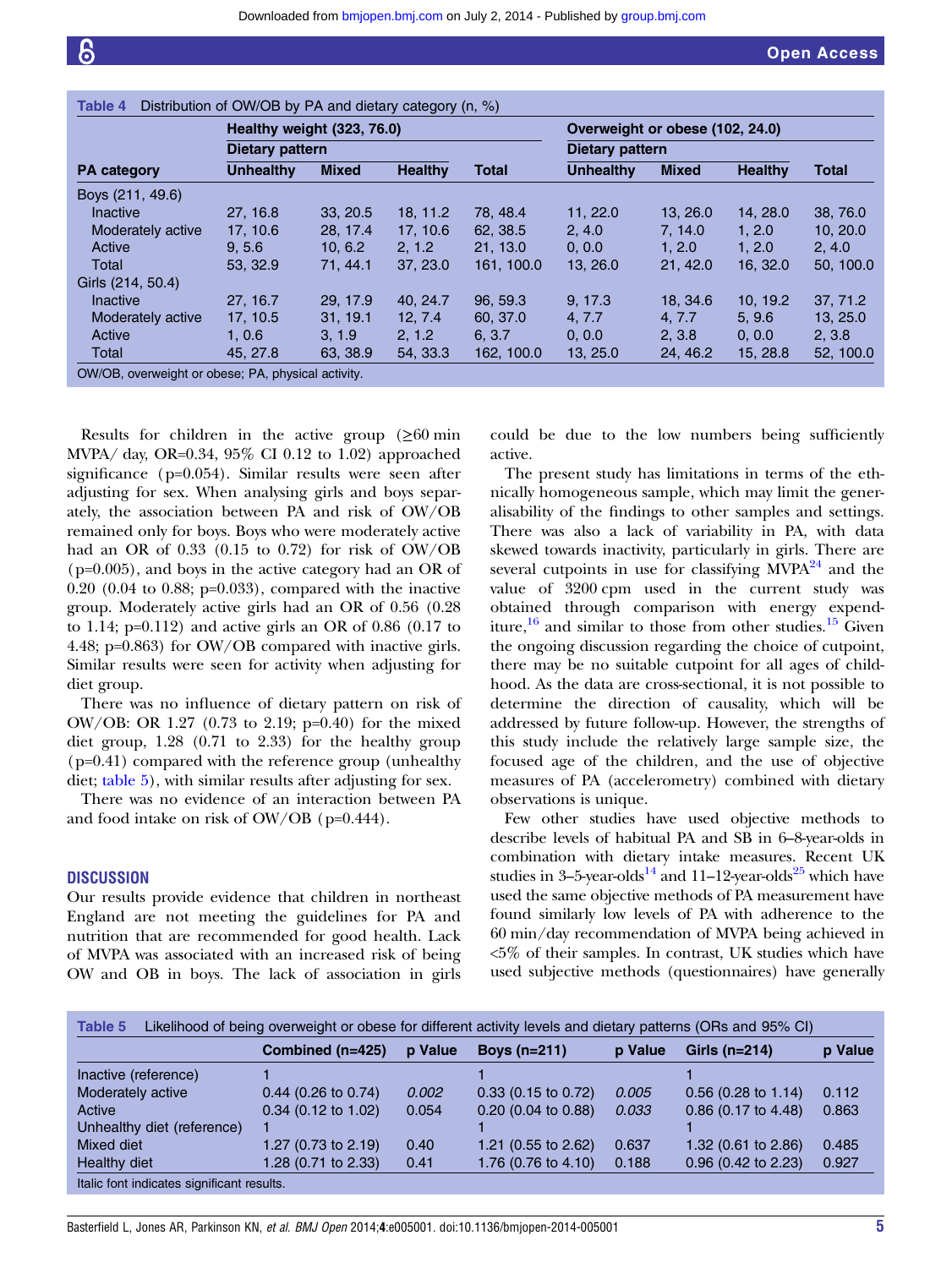Table 4 Distribution of OW/OB by PA and dietary category (n, %)

| PA category | Healthy weight (323, 76.0) | | | | Overweight or obese (102, 24.0) | | | |
|---|---|---|---|---|---|---|---|---|
| | Dietary pattern | | | | Dietary pattern | | | |
| | Unhealthy | Mixed | Healthy | Total | Unhealthy | Mixed | Healthy | Total |
| Boys (211, 49.6) | | | | | | | | |
| Inactive | 27, 16.8 | 33, 20.5 | 18, 11.2 | 78, 48.4 | 11, 22.0 | 13, 26.0 | 14, 28.0 | 38, 76.0 |
| Moderately active | 17, 10.6 | 28, 17.4 | 17, 10.6 | 62, 38.5 | 2, 4.0 | 7, 14.0 | 1, 2.0 | 10, 20.0 |
| Active | 9, 5.6 | 10, 6.2 | 2, 1.2 | 21, 13.0 | 0, 0.0 | 1, 2.0 | 1, 2.0 | 2, 4.0 |
| Total | 53, 32.9 | 71, 44.1 | 37, 23.0 | 161, 100.0 | 13, 26.0 | 21, 42.0 | 16, 32.0 | 50, 100.0 |
| Girls (214, 50.4) | | | | | | | | |
| Inactive | 27, 16.7 | 29, 17.9 | 40, 24.7 | 96, 59.3 | 9, 17.3 | 18, 34.6 | 10, 19.2 | 37, 71.2 |
| Moderately active | 17, 10.5 | 31, 19.1 | 12, 7.4 | 60, 37.0 | 4, 7.7 | 4, 7.7 | 5, 9.6 | 13, 25.0 |
| Active | 1, 0.6 | 3, 1.9 | 2, 1.2 | 6, 3.7 | 0, 0.0 | 2, 3.8 | 0, 0.0 | 2, 3.8 |
| Total | 45, 27.8 | 63, 38.9 | 54, 33.3 | 162, 100.0 | 13, 25.0 | 24, 46.2 | 15, 28.8 | 52, 100.0 |

OW/OB, overweight or obese; PA, physical activity.

Results for children in the active group (≥60 min MVPA/ day, OR=0.34, 95% CI 0.12 to 1.02) approached significance (p=0.054). Similar results were seen after adjusting for sex. When analysing girls and boys separately, the association between PA and risk of OW/OB remained only for boys. Boys who were moderately active had an OR of 0.33 (0.15 to 0.72) for risk of OW/OB (p=0.005), and boys in the active category had an OR of 0.20 (0.04 to 0.88; p=0.033), compared with the inactive group. Moderately active girls had an OR of 0.56 (0.28 to 1.14; p=0.112) and active girls an OR of 0.86 (0.17 to 4.48; p=0.863) for OW/OB compared with inactive girls. Similar results were seen for activity when adjusting for diet group.

There was no influence of dietary pattern on risk of OW/OB: OR 1.27 (0.73 to 2.19; p=0.40) for the mixed diet group, 1.28 (0.71 to 2.33) for the healthy group (p=0.41) compared with the reference group (unhealthy diet; table 5), with similar results after adjusting for sex.

There was no evidence of an interaction between PA and food intake on risk of OW/OB (p=0.444).

## DISCUSSION

Our results provide evidence that children in northeast England are not meeting the guidelines for PA and nutrition that are recommended for good health. Lack of MVPA was associated with an increased risk of being OW and OB in boys. The lack of association in girls could be due to the low numbers being sufficiently active.

The present study has limitations in terms of the ethnically homogeneous sample, which may limit the generalisability of the findings to other samples and settings. There was also a lack of variability in PA, with data skewed towards inactivity, particularly in girls. There are several cutpoints in use for classifying MVPA[24] and the value of 3200 cpm used in the current study was obtained through comparison with energy expenditure,[16] and similar to those from other studies.[15] Given the ongoing discussion regarding the choice of cutpoint, there may be no suitable cutpoint for all ages of childhood. As the data are cross-sectional, it is not possible to determine the direction of causality, which will be addressed by future follow-up. However, the strengths of this study include the relatively large sample size, the focused age of the children, and the use of objective measures of PA (accelerometry) combined with dietary observations is unique.

Few other studies have used objective methods to describe levels of habitual PA and SB in 6–8-year-olds in combination with dietary intake measures. Recent UK studies in 3–5-year-olds[14] and 11–12-year-olds[25] which have used the same objective methods of PA measurement have found similarly low levels of PA with adherence to the 60 min/day recommendation of MVPA being achieved in <5% of their samples. In contrast, UK studies which have used subjective methods (questionnaires) have generally

Table 5 Likelihood of being overweight or obese for different activity levels and dietary patterns (ORs and 95% CI)

| | Combined (n=425) | p Value | Boys (n=211) | p Value | Girls (n=214) | p Value |
|---|---|---|---|---|---|---|
| Inactive (reference) | 1 | | 1 | | 1 | |
| Moderately active | 0.44 (0.26 to 0.74) | *0.002* | 0.33 (0.15 to 0.72) | *0.005* | 0.56 (0.28 to 1.14) | 0.112 |
| Active | 0.34 (0.12 to 1.02) | 0.054 | 0.20 (0.04 to 0.88) | *0.033* | 0.86 (0.17 to 4.48) | 0.863 |
| Unhealthy diet (reference) | 1 | | 1 | | 1 | |
| Mixed diet | 1.27 (0.73 to 2.19) | 0.40 | 1.21 (0.55 to 2.62) | 0.637 | 1.32 (0.61 to 2.86) | 0.485 |
| Healthy diet | 1.28 (0.71 to 2.33) | 0.41 | 1.76 (0.76 to 4.10) | 0.188 | 0.96 (0.42 to 2.23) | 0.927 |

Italic font indicates significant results.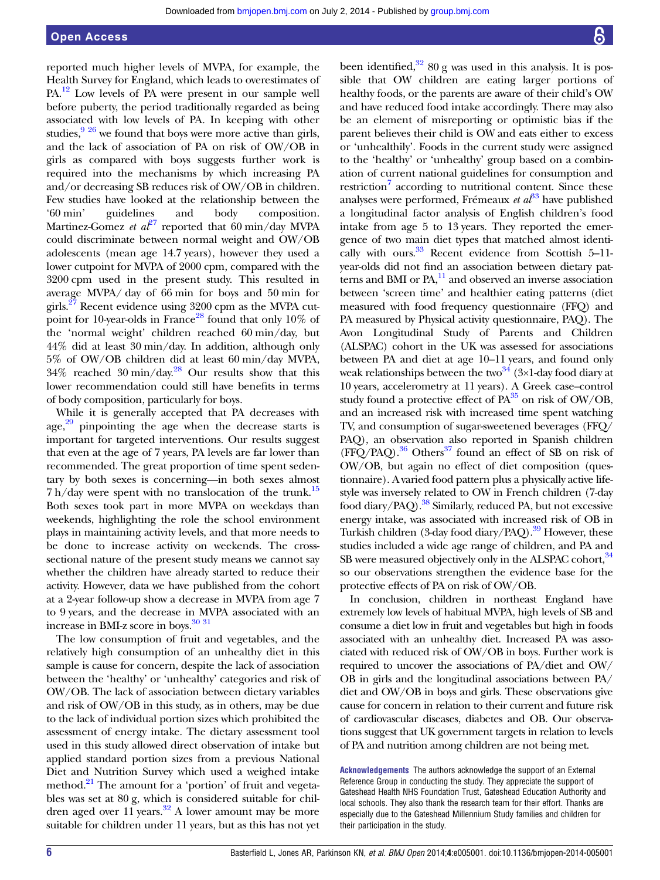reported much higher levels of MVPA, for example, the Health Survey for England, which leads to overestimates of PA.[12] Low levels of PA were present in our sample well before puberty, the period traditionally regarded as being associated with low levels of PA. In keeping with other studies,[9 26] we found that boys were more active than girls, and the lack of association of PA on risk of OW/OB in girls as compared with boys suggests further work is required into the mechanisms by which increasing PA and/or decreasing SB reduces risk of OW/OB in children. Few studies have looked at the relationship between the '60 min' guidelines and body composition. Martinez-Gomez *et al*[27] reported that 60 min/day MVPA could discriminate between normal weight and OW/OB adolescents (mean age 14.7 years), however they used a lower cutpoint for MVPA of 2000 cpm, compared with the 3200 cpm used in the present study. This resulted in average MVPA/ day of 66 min for boys and 50 min for girls.[27] Recent evidence using 3200 cpm as the MVPA cutpoint for 10-year-olds in France[28] found that only 10% of the 'normal weight' children reached 60 min/day, but 44% did at least 30 min/day. In addition, although only 5% of OW/OB children did at least 60 min/day MVPA, 34% reached 30 min/day.[28] Our results show that this lower recommendation could still have benefits in terms of body composition, particularly for boys.

While it is generally accepted that PA decreases with age,[29] pinpointing the age when the decrease starts is important for targeted interventions. Our results suggest that even at the age of 7 years, PA levels are far lower than recommended. The great proportion of time spent sedentary by both sexes is concerning—in both sexes almost 7 h/day were spent with no translocation of the trunk.[15] Both sexes took part in more MVPA on weekdays than weekends, highlighting the role the school environment plays in maintaining activity levels, and that more needs to be done to increase activity on weekends. The cross-sectional nature of the present study means we cannot say whether the children have already started to reduce their activity. However, data we have published from the cohort at a 2-year follow-up show a decrease in MVPA from age 7 to 9 years, and the decrease in MVPA associated with an increase in BMI-z score in boys.[30 31]

The low consumption of fruit and vegetables, and the relatively high consumption of an unhealthy diet in this sample is cause for concern, despite the lack of association between the 'healthy' or 'unhealthy' categories and risk of OW/OB. The lack of association between dietary variables and risk of OW/OB in this study, as in others, may be due to the lack of individual portion sizes which prohibited the assessment of energy intake. The dietary assessment tool used in this study allowed direct observation of intake but applied standard portion sizes from a previous National Diet and Nutrition Survey which used a weighed intake method.[21] The amount for a 'portion' of fruit and vegetables was set at 80 g, which is considered suitable for children aged over 11 years.[32] A lower amount may be more suitable for children under 11 years, but as this has not yet been identified,[32] 80 g was used in this analysis. It is possible that OW children are eating larger portions of healthy foods, or the parents are aware of their child's OW and have reduced food intake accordingly. There may also be an element of misreporting or optimistic bias if the parent believes their child is OW and eats either to excess or 'unhealthily'. Foods in the current study were assigned to the 'healthy' or 'unhealthy' group based on a combination of current national guidelines for consumption and restriction[7] according to nutritional content. Since these analyses were performed, Frémeaux *et al*[33] have published a longitudinal factor analysis of English children's food intake from age 5 to 13 years. They reported the emergence of two main diet types that matched almost identically with ours.[33] Recent evidence from Scottish 5–11-year-olds did not find an association between dietary patterns and BMI or PA,[11] and observed an inverse association between 'screen time' and healthier eating patterns (diet measured with food frequency questionnaire (FFQ) and PA measured by Physical activity questionnaire, PAQ). The Avon Longitudinal Study of Parents and Children (ALSPAC) cohort in the UK was assessed for associations between PA and diet at age 10–11 years, and found only weak relationships between the two[34] (3×1-day food diary at 10 years, accelerometry at 11 years). A Greek case–control study found a protective effect of PA[35] on risk of OW/OB, and an increased risk with increased time spent watching TV, and consumption of sugar-sweetened beverages (FFQ/PAQ), an observation also reported in Spanish children (FFQ/PAQ).[36] Others[37] found an effect of SB on risk of OW/OB, but again no effect of diet composition (questionnaire). A varied food pattern plus a physically active lifestyle was inversely related to OW in French children (7-day food diary/PAQ).[38] Similarly, reduced PA, but not excessive energy intake, was associated with increased risk of OB in Turkish children (3-day food diary/PAQ).[39] However, these studies included a wide age range of children, and PA and SB were measured objectively only in the ALSPAC cohort,[34] so our observations strengthen the evidence base for the protective effects of PA on risk of OW/OB.

In conclusion, children in northeast England have extremely low levels of habitual MVPA, high levels of SB and consume a diet low in fruit and vegetables but high in foods associated with an unhealthy diet. Increased PA was associated with reduced risk of OW/OB in boys. Further work is required to uncover the associations of PA/diet and OW/OB in girls and the longitudinal associations between PA/diet and OW/OB in boys and girls. These observations give cause for concern in relation to their current and future risk of cardiovascular diseases, diabetes and OB. Our observations suggest that UK government targets in relation to levels of PA and nutrition among children are not being met.

**Acknowledgements** The authors acknowledge the support of an External Reference Group in conducting the study. They appreciate the support of Gateshead Health NHS Foundation Trust, Gateshead Education Authority and local schools. They also thank the research team for their effort. Thanks are especially due to the Gateshead Millennium Study families and children for their participation in the study.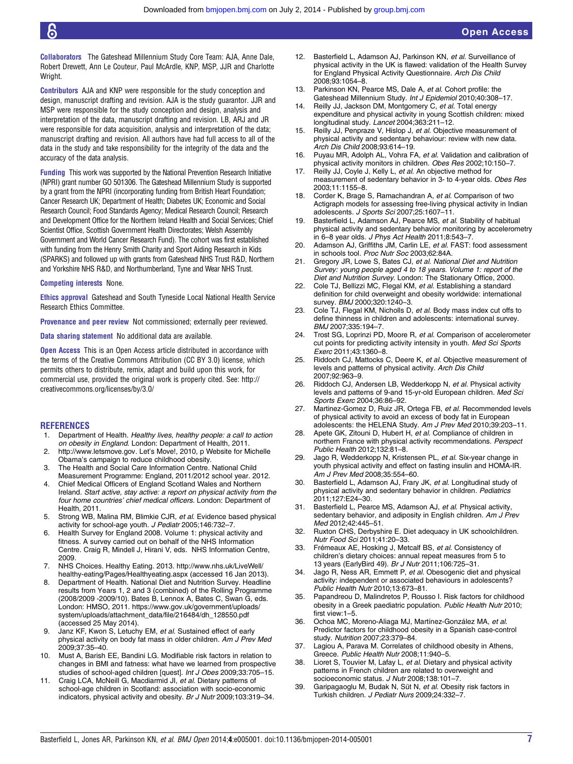**Collaborators** The Gateshead Millennium Study Core Team: AJA, Anne Dale, Robert Drewett, Ann Le Couteur, Paul McArdle, KNP, MSP, JJR and Charlotte Wright.

**Contributors** AJA and KNP were responsible for the study conception and design, manuscript drafting and revision. AJA is the study guarantor. JJR and MSP were responsible for the study conception and design, analysis and interpretation of the data, manuscript drafting and revision. LB, ARJ and JR were responsible for data acquisition, analysis and interpretation of the data; manuscript drafting and revision. All authors have had full access to all of the data in the study and take responsibility for the integrity of the data and the accuracy of the data analysis.

**Funding** This work was supported by the National Prevention Research Initiative (NPRI) grant number GO 501306. The Gateshead Millennium Study is supported by a grant from the NPRI (incorporating funding from British Heart Foundation; Cancer Research UK; Department of Health; Diabetes UK; Economic and Social Research Council; Food Standards Agency; Medical Research Council; Research and Development Office for the Northern Ireland Health and Social Services; Chief Scientist Office, Scottish Government Health Directorates; Welsh Assembly Government and World Cancer Research Fund). The cohort was first established with funding from the Henry Smith Charity and Sport Aiding Research in Kids (SPARKS) and followed up with grants from Gateshead NHS Trust R&D, Northern and Yorkshire NHS R&D, and Northumberland, Tyne and Wear NHS Trust.

**Competing interests** None.

**Ethics approval** Gateshead and South Tyneside Local National Health Service Research Ethics Committee.

**Provenance and peer review** Not commissioned; externally peer reviewed.

**Data sharing statement** No additional data are available.

**Open Access** This is an Open Access article distributed in accordance with the terms of the Creative Commons Attribution (CC BY 3.0) license, which permits others to distribute, remix, adapt and build upon this work, for commercial use, provided the original work is properly cited. See: http://creativecommons.org/licenses/by/3.0/

## REFERENCES

1. Department of Health. *Healthy lives, healthy people: a call to action on obesity in England.* London: Department of Health, 2011.
2. http://www.letsmove.gov. Let's Move!, 2010, p Website for Michelle Obama's campaign to reduce childhood obesity.
3. The Health and Social Care Information Centre. National Child Measurement Programme: England, 2011/2012 school year. 2012.
4. Chief Medical Officers of England Scotland Wales and Northern Ireland. *Start active, stay active: a report on physical activity from the four home countries' chief medical officers.* London: Department of Health, 2011.
5. Strong WB, Malina RM, Blimkie CJR, *et al.* Evidence based physical activity for school-age youth. *J Pediatr* 2005;146:732–7.
6. Health Survey for England 2008. Volume 1: physical activity and fitness. A survey carried out on behalf of the NHS Information Centre. Craig R, Mindell J, Hirani V, eds. NHS Information Centre, 2009.
7. NHS Choices. Healthy Eating. 2013. http://www.nhs.uk/LiveWell/healthy-eating/Pages/Healthyeating.aspx (accessed 16 Jan 2013).
8. Department of Health. National Diet and Nutrition Survey. Headline results from Years 1, 2 and 3 (combined) of the Rolling Programme (2008/2009 -2009/10). Bates B, Lennox A, Bates C, Swan G, eds. London: HMSO, 2011. https://www.gov.uk/government/uploads/system/uploads/attachment_data/file/216484/dh_128550.pdf (accessed 25 May 2014).
9. Janz KF, Kwon S, Letuchy EM, *et al.* Sustained effect of early physical activity on body fat mass in older children. *Am J Prev Med* 2009;37:35–40.
10. Must A, Barish EE, Bandini LG. Modifiable risk factors in relation to changes in BMI and fatness: what have we learned from prospective studies of school-aged children [quest]. *Int J Obes* 2009;33:705–15.
11. Craig LCA, McNeill G, Macdiarmid JI, *et al.* Dietary patterns of school-age children in Scotland: association with socio-economic indicators, physical activity and obesity. *Br J Nutr* 2009;103:319–34.
12. Basterfield L, Adamson AJ, Parkinson KN, *et al.* Surveillance of physical activity in the UK is flawed: validation of the Health Survey for England Physical Activity Questionnaire. *Arch Dis Child* 2008;93:1054–8.
13. Parkinson KN, Pearce MS, Dale A, *et al.* Cohort profile: the Gateshead Millennium Study. *Int J Epidemiol* 2010;40:308–17.
14. Reilly JJ, Jackson DM, Montgomery C, *et al.* Total energy expenditure and physical activity in young Scottish children: mixed longitudinal study. *Lancet* 2004;363:211–12.
15. Reilly JJ, Penpraze V, Hislop J, *et al.* Objective measurement of physical activity and sedentary behaviour: review with new data. *Arch Dis Child* 2008;93:614–19.
16. Puyau MR, Adolph AL, Vohra FA, *et al.* Validation and calibration of physical activity monitors in children. *Obes Res* 2002;10:150–7.
17. Reilly JJ, Coyle J, Kelly L, *et al.* An objective method for measurement of sedentary behavior in 3- to 4-year olds. *Obes Res* 2003;11:1155–8.
18. Corder K, Brage S, Ramachandran A, *et al.* Comparison of two Actigraph models for assessing free-living physical activity in Indian adolescents. *J Sports Sci* 2007;25:1607–11.
19. Basterfield L, Adamson AJ, Pearce MS, *et al.* Stability of habitual physical activity and sedentary behavior monitoring by accelerometry in 6–8 year olds. *J Phys Act Health* 2011;8:543–7.
20. Adamson AJ, Griffiths JM, Carlin LE, *et al.* FAST: food assessment in schools tool. *Proc Nutr Soc* 2003;62:84A.
21. Gregory JR, Lowe S, Bates CJ, *et al.* *National Diet and Nutrition Survey: young people aged 4 to 18 years. Volume 1: report of the Diet and Nutrition Survey.* London: The Stationary Office, 2000.
22. Cole TJ, Bellizzi MC, Flegal KM, *et al.* Establishing a standard definition for child overweight and obesity worldwide: international survey. *BMJ* 2000;320:1240–3.
23. Cole TJ, Flegal KM, Nicholls D, *et al.* Body mass index cut offs to define thinness in children and adolescents: international survey. *BMJ* 2007;335:194–7.
24. Trost SG, Loprinzi PD, Moore R, *et al.* Comparison of accelerometer cut points for predicting activity intensity in youth. *Med Sci Sports Exerc* 2011;43:1360–8.
25. Riddoch CJ, Mattocks C, Deere K, *et al.* Objective measurement of levels and patterns of physical activity. *Arch Dis Child* 2007;92:963–9.
26. Riddoch CJ, Andersen LB, Wedderkopp N, *et al.* Physical activity levels and patterns of 9-and 15-yr-old European children. *Med Sci Sports Exerc* 2004;36:86–92.
27. Martinez-Gomez D, Ruiz JR, Ortega FB, *et al.* Recommended levels of physical activity to avoid an excess of body fat in European adolescents: the HELENA Study. *Am J Prev Med* 2010;39:203–11.
28. Apete GK, Zitouni D, Hubert H, *et al.* Compliance of children in northern France with physical activity recommendations. *Perspect Public Health* 2012;132:81–8.
29. Jago R, Wedderkopp N, Kristensen PL, *et al.* Six-year change in youth physical activity and effect on fasting insulin and HOMA-IR. *Am J Prev Med* 2008;35:554–60.
30. Basterfield L, Adamson AJ, Frary JK, *et al.* Longitudinal study of physical activity and sedentary behavior in children. *Pediatrics* 2011;127:E24–30.
31. Basterfield L, Pearce MS, Adamson AJ, *et al.* Physical activity, sedentary behavior, and adiposity in English children. *Am J Prev Med* 2012;42:445–51.
32. Ruxton CHS, Derbyshire E. Diet adequacy in UK schoolchildren. *Nutr Food Sci* 2011;41:20–33.
33. Frémeaux AE, Hosking J, Metcalf BS, *et al.* Consistency of children's dietary choices: annual repeat measures from 5 to 13 years (EarlyBird 49). *Br J Nutr* 2011;106:725–31.
34. Jago R, Ness AR, Emmett P, *et al.* Obesogenic diet and physical activity: independent or associated behaviours in adolescents? *Public Health Nutr* 2010;13:673–81.
35. Papandreou D, Malindretos P, Rousso I. Risk factors for childhood obesity in a Greek paediatric population. *Public Health Nutr* 2010; first view:1–5.
36. Ochoa MC, Moreno-Aliaga MJ, Martínez-González MA, *et al.* Predictor factors for childhood obesity in a Spanish case-control study. *Nutrition* 2007;23:379–84.
37. Lagiou A, Parava M. Correlates of childhood obesity in Athens, Greece. *Public Health Nutr* 2008;11:940–5.
38. Lioret S, Touvier M, Lafay L, *et al.* Dietary and physical activity patterns in French children are related to overweight and socioeconomic status. *J Nutr* 2008;138:101–7.
39. Garipagaoglu M, Budak N, Süt N, *et al.* Obesity risk factors in Turkish children. *J Pediatr Nurs* 2009;24:332–7.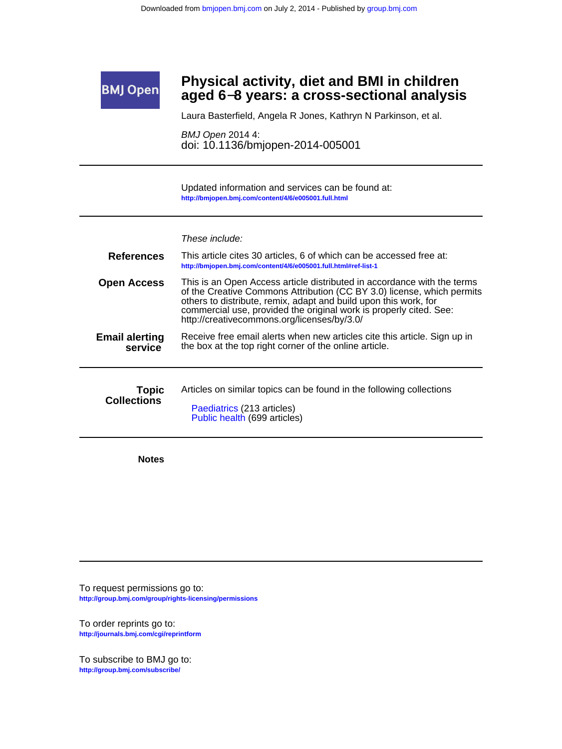Downloaded from bmjopen.bmj.com on July 2, 2014 - Published by group.bmj.com

BMJ Open

# Physical activity, diet and BMI in children aged 6–8 years: a cross-sectional analysis

Laura Basterfield, Angela R Jones, Kathryn N Parkinson, et al.

*BMJ Open* 2014 4:
doi: 10.1136/bmjopen-2014-005001

Updated information and services can be found at:
http://bmjopen.bmj.com/content/4/6/e005001.full.html

*These include:*

**References**

This article cites 30 articles, 6 of which can be accessed free at:
http://bmjopen.bmj.com/content/4/6/e005001.full.html#ref-list-1

**Open Access**

This is an Open Access article distributed in accordance with the terms of the Creative Commons Attribution (CC BY 3.0) license, which permits others to distribute, remix, adapt and build upon this work, for commercial use, provided the original work is properly cited. See: http://creativecommons.org/licenses/by/3.0/

**Email alerting service**

Receive free email alerts when new articles cite this article. Sign up in the box at the top right corner of the online article.

**Topic Collections**

Articles on similar topics can be found in the following collections

Paediatrics (213 articles)
Public health (699 articles)

**Notes**

To request permissions go to:
http://group.bmj.com/group/rights-licensing/permissions

To order reprints go to:
http://journals.bmj.com/cgi/reprintform

To subscribe to BMJ go to:
http://group.bmj.com/subscribe/